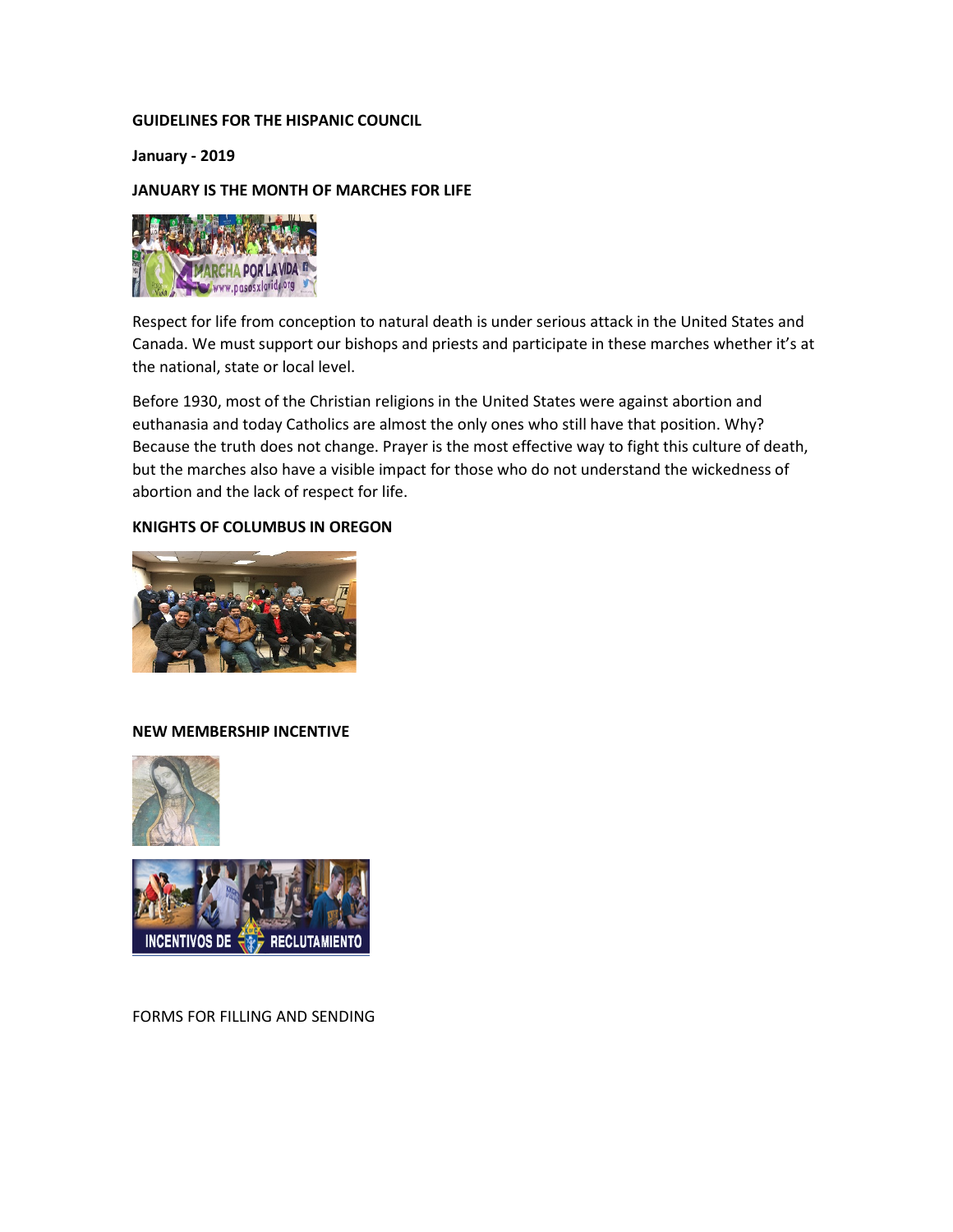**GUIDELINES FOR THE HISPANIC COUNCIL**

**January - 2019**

**JANUARY IS THE MONTH OF MARCHES FOR LIFE**

Respect for life from conception to natural death is under serious attack in the United States and Canada. We must support our bishops and priests and participate in these marches whether it's at the national, state or local level.

Before 1930, most of the Christian religions in the United States were against abortion and euthanasia and today Catholics are almost the only ones who still have that position. Why? Because the truth does not change. Prayer is the most effective way to fight this culture of death, but the marches also have a visible impact for those who do not understand the wickedness of abortion and the lack of respect for life.

**KNIGHTS OF COLUMBUS IN OREGON**

**NEW MEMBERSHIP INCENTIVE**

FORMS FOR FILLING AND SENDING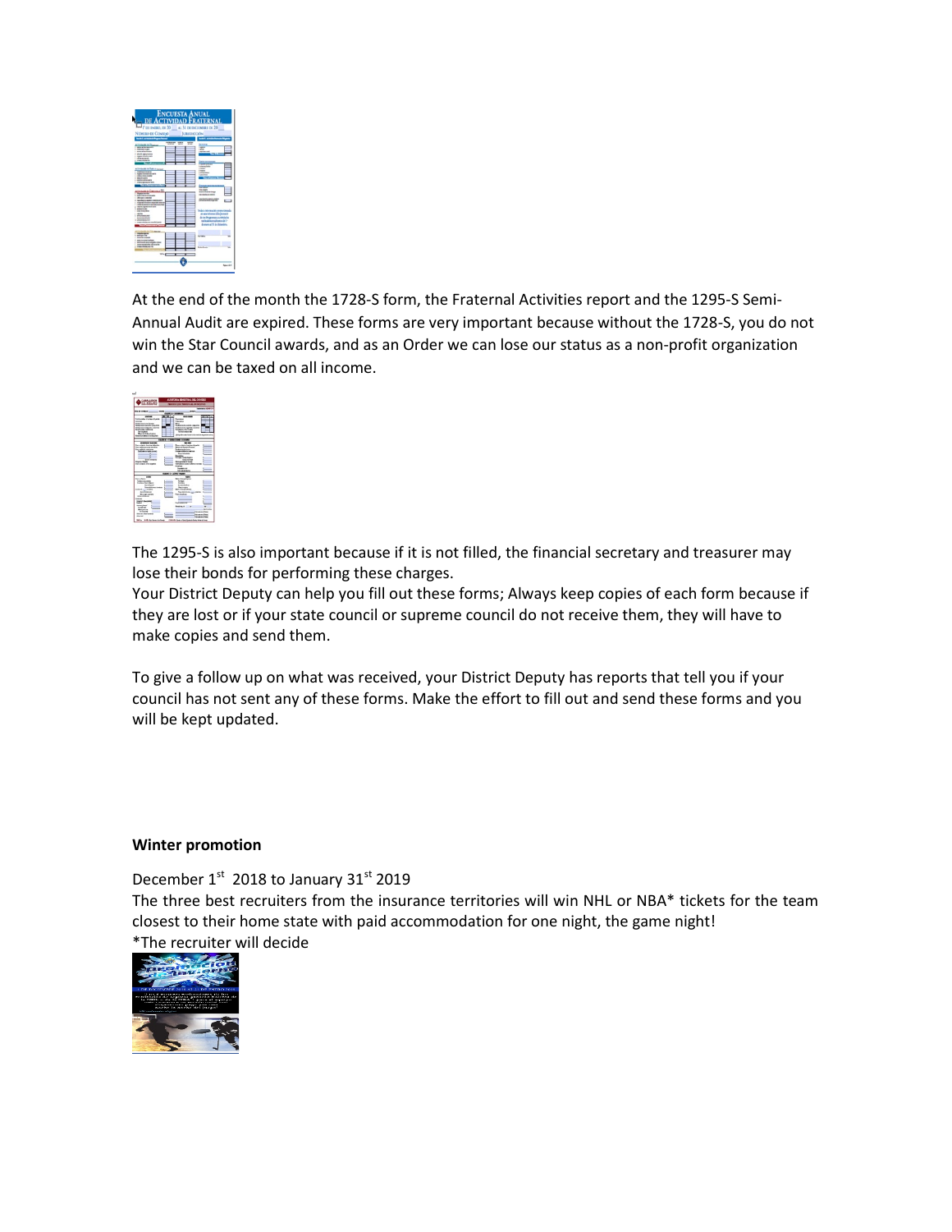At the end of the month the 1728-S form, the Fraternal Activities report and the 1295-S Semi-Annual Audit are expired. These forms are very important because without the 1728-S, you do not win the Star Council awards, and as an Order we can lose our status as a non-profit organization and we can be taxed on all income.

The 1295-S is also important because if it is not filled, the financial secretary and treasurer may lose their bonds for performing these charges.
Your District Deputy can help you fill out these forms; Always keep copies of each form because if they are lost or if your state council or supreme council do not receive them, they will have to make copies and send them.

To give a follow up on what was received, your District Deputy has reports that tell you if your council has not sent any of these forms. Make the effort to fill out and send these forms and you will be kept updated.

**Winter promotion**

December 1st 2018 to January 31st 2019
The three best recruiters from the insurance territories will win NHL or NBA* tickets for the team closest to their home state with paid accommodation for one night, the game night!
*The recruiter will decide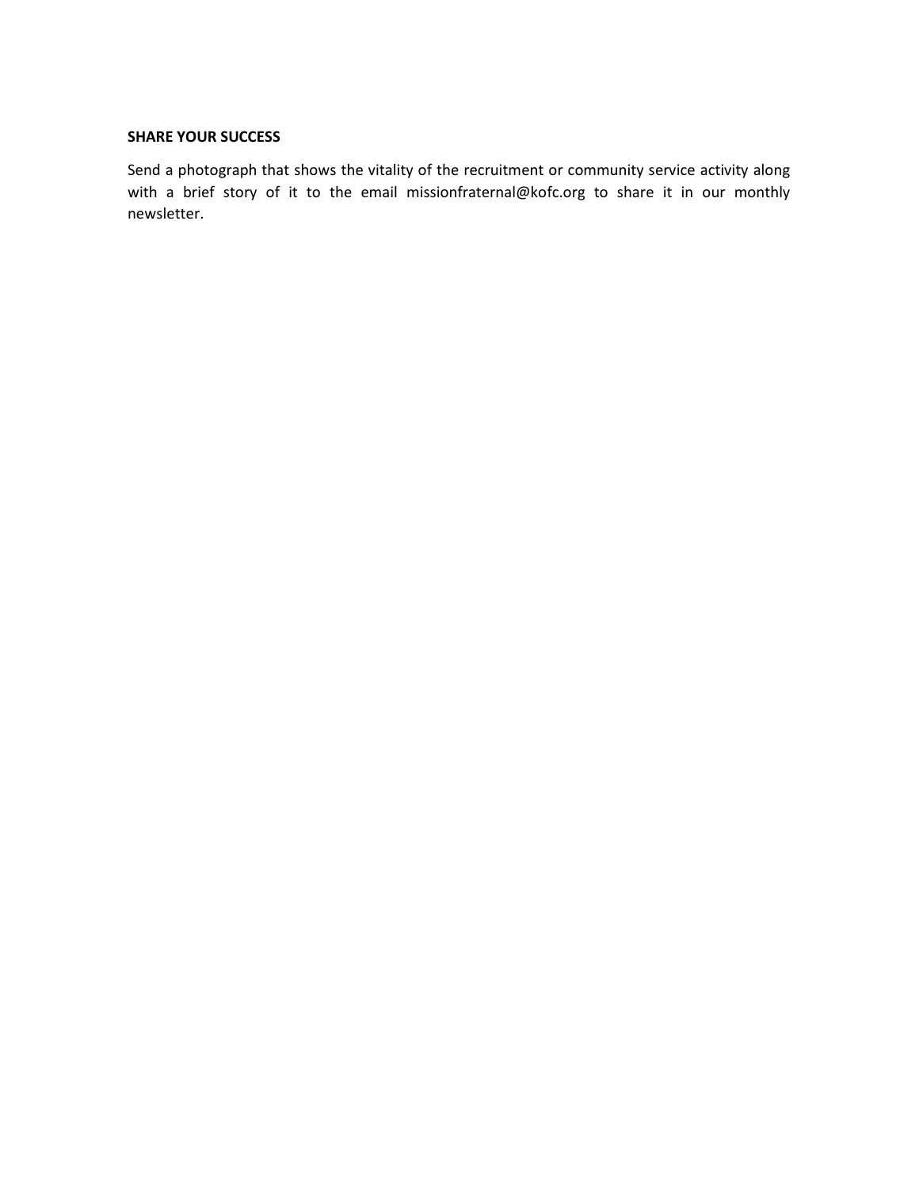**SHARE YOUR SUCCESS**

Send a photograph that shows the vitality of the recruitment or community service activity along with a brief story of it to the email missionfraternal@kofc.org to share it in our monthly newsletter.